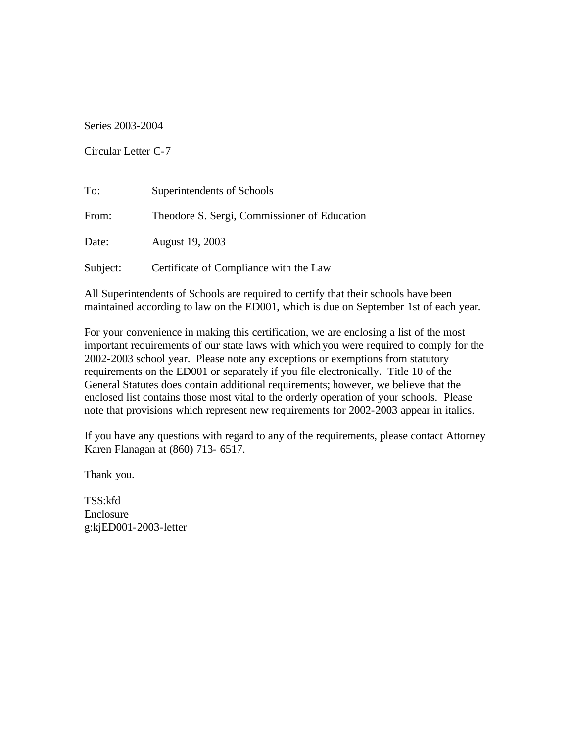Series 2003-2004

Circular Letter C-7

To: Superintendents of Schools

From: Theodore S. Sergi, Commissioner of Education

Date: August 19, 2003

Subject: Certificate of Compliance with the Law

All Superintendents of Schools are required to certify that their schools have been maintained according to law on the ED001, which is due on September 1st of each year.

For your convenience in making this certification, we are enclosing a list of the most important requirements of our state laws with which you were required to comply for the 2002-2003 school year. Please note any exceptions or exemptions from statutory requirements on the ED001 or separately if you file electronically. Title 10 of the General Statutes does contain additional requirements; however, we believe that the enclosed list contains those most vital to the orderly operation of your schools. Please note that provisions which represent new requirements for 2002-2003 appear in italics.

If you have any questions with regard to any of the requirements, please contact Attorney Karen Flanagan at (860) 713- 6517.

Thank you.

TSS:kfd
Enclosure
g:kjED001-2003-letter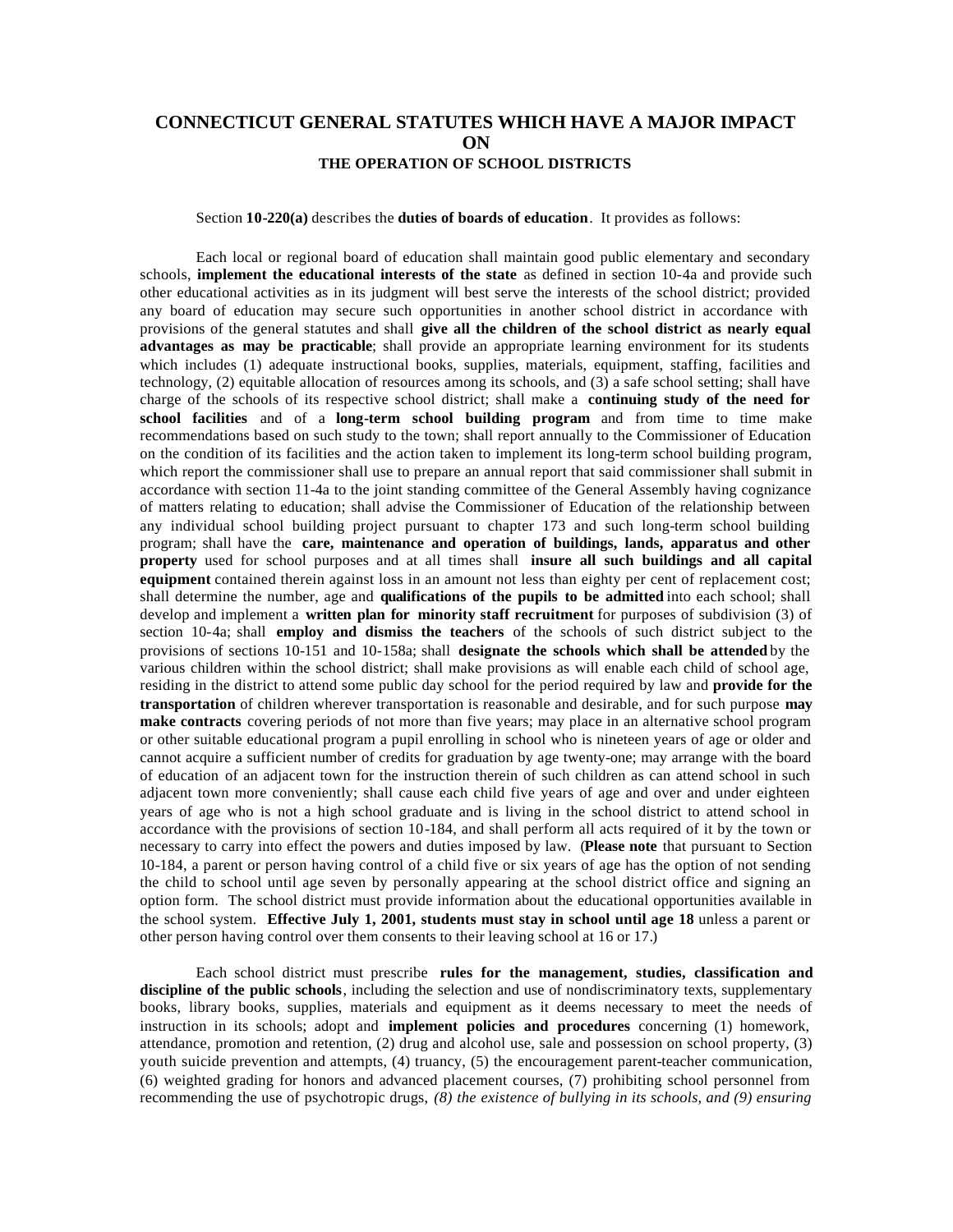# CONNECTICUT GENERAL STATUTES WHICH HAVE A MAJOR IMPACT ON

## THE OPERATION OF SCHOOL DISTRICTS

Section **10-220(a)** describes the **duties of boards of education**. It provides as follows:

Each local or regional board of education shall maintain good public elementary and secondary schools, **implement the educational interests of the state** as defined in section 10-4a and provide such other educational activities as in its judgment will best serve the interests of the school district; provided any board of education may secure such opportunities in another school district in accordance with provisions of the general statutes and shall **give all the children of the school district as nearly equal advantages as may be practicable**; shall provide an appropriate learning environment for its students which includes (1) adequate instructional books, supplies, materials, equipment, staffing, facilities and technology, (2) equitable allocation of resources among its schools, and (3) a safe school setting; shall have charge of the schools of its respective school district; shall make a **continuing study of the need for school facilities** and of a **long-term school building program** and from time to time make recommendations based on such study to the town; shall report annually to the Commissioner of Education on the condition of its facilities and the action taken to implement its long-term school building program, which report the commissioner shall use to prepare an annual report that said commissioner shall submit in accordance with section 11-4a to the joint standing committee of the General Assembly having cognizance of matters relating to education; shall advise the Commissioner of Education of the relationship between any individual school building project pursuant to chapter 173 and such long-term school building program; shall have the **care, maintenance and operation of buildings, lands, apparatus and other property** used for school purposes and at all times shall **insure all such buildings and all capital equipment** contained therein against loss in an amount not less than eighty per cent of replacement cost; shall determine the number, age and **qualifications of the pupils to be admitted** into each school; shall develop and implement a **written plan for minority staff recruitment** for purposes of subdivision (3) of section 10-4a; shall **employ and dismiss the teachers** of the schools of such district subject to the provisions of sections 10-151 and 10-158a; shall **designate the schools which shall be attended** by the various children within the school district; shall make provisions as will enable each child of school age, residing in the district to attend some public day school for the period required by law and **provide for the transportation** of children wherever transportation is reasonable and desirable, and for such purpose **may make contracts** covering periods of not more than five years; may place in an alternative school program or other suitable educational program a pupil enrolling in school who is nineteen years of age or older and cannot acquire a sufficient number of credits for graduation by age twenty-one; may arrange with the board of education of an adjacent town for the instruction therein of such children as can attend school in such adjacent town more conveniently; shall cause each child five years of age and over and under eighteen years of age who is not a high school graduate and is living in the school district to attend school in accordance with the provisions of section 10-184, and shall perform all acts required of it by the town or necessary to carry into effect the powers and duties imposed by law. (**Please note** that pursuant to Section 10-184, a parent or person having control of a child five or six years of age has the option of not sending the child to school until age seven by personally appearing at the school district office and signing an option form. The school district must provide information about the educational opportunities available in the school system. **Effective July 1, 2001, students must stay in school until age 18** unless a parent or other person having control over them consents to their leaving school at 16 or 17.)

Each school district must prescribe **rules for the management, studies, classification and discipline of the public schools**, including the selection and use of nondiscriminatory texts, supplementary books, library books, supplies, materials and equipment as it deems necessary to meet the needs of instruction in its schools; adopt and **implement policies and procedures** concerning (1) homework, attendance, promotion and retention, (2) drug and alcohol use, sale and possession on school property, (3) youth suicide prevention and attempts, (4) truancy, (5) the encouragement parent-teacher communication, (6) weighted grading for honors and advanced placement courses, (7) prohibiting school personnel from recommending the use of psychotropic drugs, *(8) the existence of bullying in its schools, and (9) ensuring*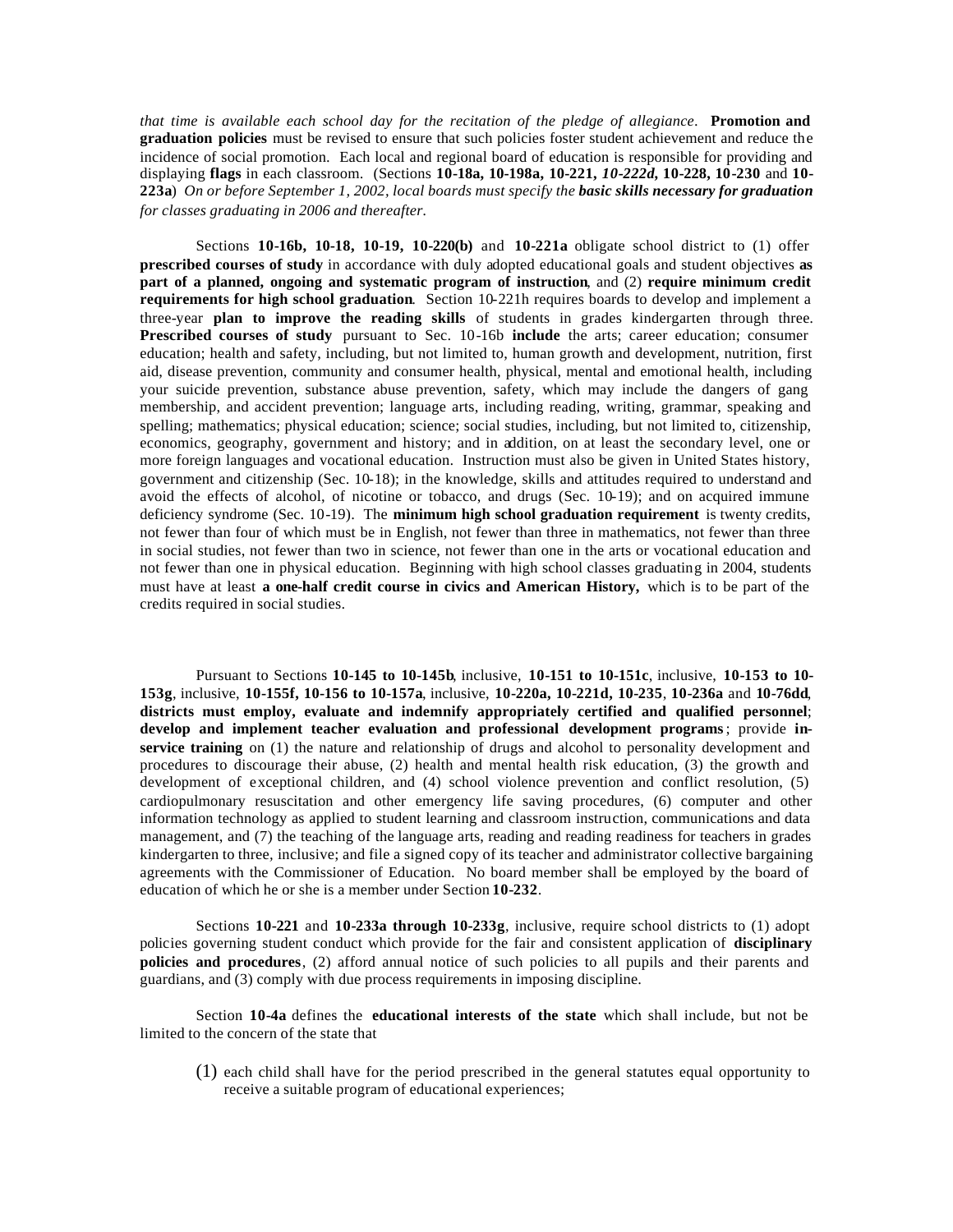*that time is available each school day for the recitation of the pledge of allegiance*. **Promotion and graduation policies** must be revised to ensure that such policies foster student achievement and reduce the incidence of social promotion. Each local and regional board of education is responsible for providing and displaying **flags** in each classroom. (Sections **10-18a, 10-198a, 10-221,** ***10-222d*****, 10-228, 10-230** and **10-223a**) *On or before September 1, 2002, local boards must specify the* ***basic skills necessary for graduation*** *for classes graduating in 2006 and thereafter.*

Sections **10-16b, 10-18, 10-19, 10-220(b)** and **10-221a** obligate school district to (1) offer **prescribed courses of study** in accordance with duly adopted educational goals and student objectives **as part of a planned, ongoing and systematic program of instruction**, and (2) **require minimum credit requirements for high school graduation**. Section 10-221h requires boards to develop and implement a three-year **plan to improve the reading skills** of students in grades kindergarten through three. **Prescribed courses of study** pursuant to Sec. 10-16b **include** the arts; career education; consumer education; health and safety, including, but not limited to, human growth and development, nutrition, first aid, disease prevention, community and consumer health, physical, mental and emotional health, including your suicide prevention, substance abuse prevention, safety, which may include the dangers of gang membership, and accident prevention; language arts, including reading, writing, grammar, speaking and spelling; mathematics; physical education; science; social studies, including, but not limited to, citizenship, economics, geography, government and history; and in addition, on at least the secondary level, one or more foreign languages and vocational education. Instruction must also be given in United States history, government and citizenship (Sec. 10-18); in the knowledge, skills and attitudes required to understand and avoid the effects of alcohol, of nicotine or tobacco, and drugs (Sec. 10-19); and on acquired immune deficiency syndrome (Sec. 10-19). The **minimum high school graduation requirement** is twenty credits, not fewer than four of which must be in English, not fewer than three in mathematics, not fewer than three in social studies, not fewer than two in science, not fewer than one in the arts or vocational education and not fewer than one in physical education. Beginning with high school classes graduating in 2004, students must have at least **a one-half credit course in civics and American History,** which is to be part of the credits required in social studies.

Pursuant to Sections **10-145 to 10-145b**, inclusive, **10-151 to 10-151c**, inclusive, **10-153 to 10-153g**, inclusive, **10-155f, 10-156 to 10-157a**, inclusive, **10-220a, 10-221d, 10-235**, **10-236a** and **10-76dd**, **districts must employ, evaluate and indemnify appropriately certified and qualified personnel**; **develop and implement teacher evaluation and professional development programs**; provide **in-service training** on (1) the nature and relationship of drugs and alcohol to personality development and procedures to discourage their abuse, (2) health and mental health risk education, (3) the growth and development of exceptional children, and (4) school violence prevention and conflict resolution, (5) cardiopulmonary resuscitation and other emergency life saving procedures, (6) computer and other information technology as applied to student learning and classroom instruction, communications and data management, and (7) the teaching of the language arts, reading and reading readiness for teachers in grades kindergarten to three, inclusive; and file a signed copy of its teacher and administrator collective bargaining agreements with the Commissioner of Education. No board member shall be employed by the board of education of which he or she is a member under Section **10-232**.

Sections **10-221** and **10-233a through 10-233g**, inclusive, require school districts to (1) adopt policies governing student conduct which provide for the fair and consistent application of **disciplinary policies and procedures**, (2) afford annual notice of such policies to all pupils and their parents and guardians, and (3) comply with due process requirements in imposing discipline.

Section **10-4a** defines the **educational interests of the state** which shall include, but not be limited to the concern of the state that

(1) each child shall have for the period prescribed in the general statutes equal opportunity to receive a suitable program of educational experiences;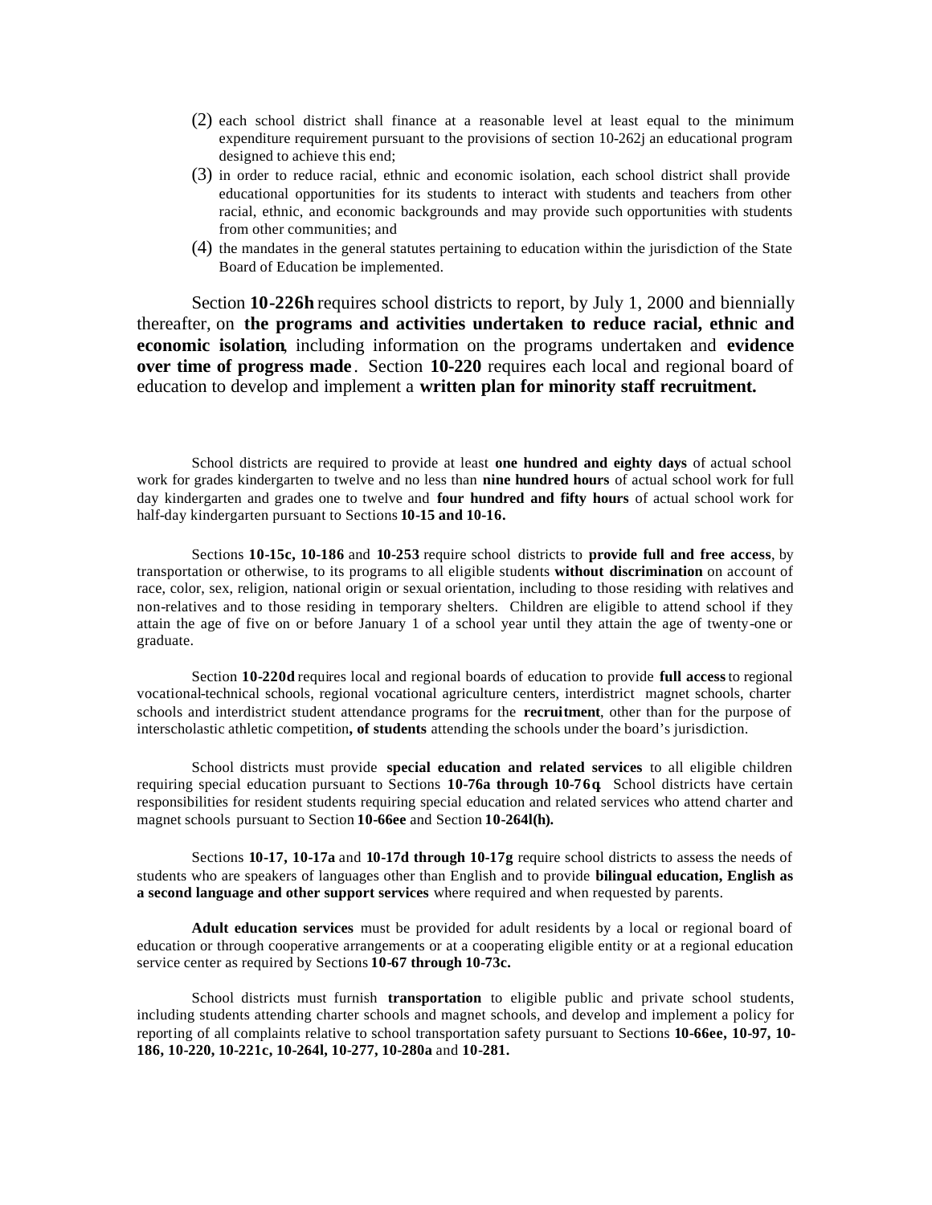(2) each school district shall finance at a reasonable level at least equal to the minimum expenditure requirement pursuant to the provisions of section 10-262j an educational program designed to achieve this end;

(3) in order to reduce racial, ethnic and economic isolation, each school district shall provide educational opportunities for its students to interact with students and teachers from other racial, ethnic, and economic backgrounds and may provide such opportunities with students from other communities; and

(4) the mandates in the general statutes pertaining to education within the jurisdiction of the State Board of Education be implemented.

Section **10-226h** requires school districts to report, by July 1, 2000 and biennially thereafter, on **the programs and activities undertaken to reduce racial, ethnic and economic isolation**, including information on the programs undertaken and **evidence over time of progress made**. Section **10-220** requires each local and regional board of education to develop and implement a **written plan for minority staff recruitment.**

School districts are required to provide at least **one hundred and eighty days** of actual school work for grades kindergarten to twelve and no less than **nine hundred hours** of actual school work for full day kindergarten and grades one to twelve and **four hundred and fifty hours** of actual school work for half-day kindergarten pursuant to Sections **10-15 and 10-16.**

Sections **10-15c, 10-186** and **10-253** require school districts to **provide full and free access**, by transportation or otherwise, to its programs to all eligible students **without discrimination** on account of race, color, sex, religion, national origin or sexual orientation, including to those residing with relatives and non-relatives and to those residing in temporary shelters. Children are eligible to attend school if they attain the age of five on or before January 1 of a school year until they attain the age of twenty-one or graduate.

Section **10-220d** requires local and regional boards of education to provide **full access** to regional vocational-technical schools, regional vocational agriculture centers, interdistrict magnet schools, charter schools and interdistrict student attendance programs for the **recruitment**, other than for the purpose of interscholastic athletic competition**, of students** attending the schools under the board's jurisdiction.

School districts must provide **special education and related services** to all eligible children requiring special education pursuant to Sections **10-76a through 10-76q**. School districts have certain responsibilities for resident students requiring special education and related services who attend charter and magnet schools pursuant to Section **10-66ee** and Section **10-264l(h).**

Sections **10-17, 10-17a** and **10-17d through 10-17g** require school districts to assess the needs of students who are speakers of languages other than English and to provide **bilingual education, English as a second language and other support services** where required and when requested by parents.

**Adult education services** must be provided for adult residents by a local or regional board of education or through cooperative arrangements or at a cooperating eligible entity or at a regional education service center as required by Sections **10-67 through 10-73c.**

School districts must furnish **transportation** to eligible public and private school students, including students attending charter schools and magnet schools, and develop and implement a policy for reporting of all complaints relative to school transportation safety pursuant to Sections **10-66ee, 10-97, 10-186, 10-220, 10-221c, 10-264l, 10-277, 10-280a** and **10-281.**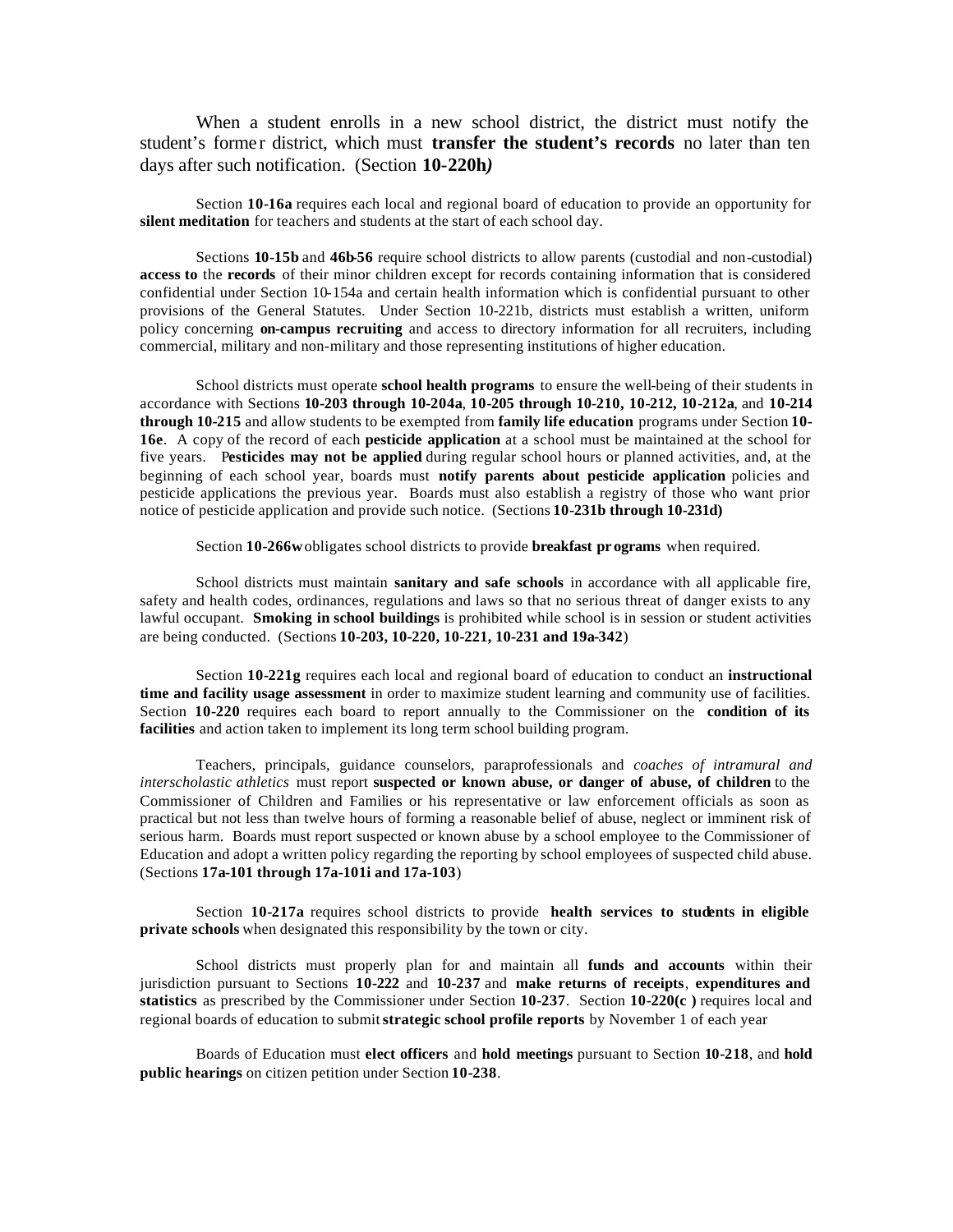When a student enrolls in a new school district, the district must notify the student's former district, which must **transfer the student's records** no later than ten days after such notification. (Section **10-220h***)*

Section **10-16a** requires each local and regional board of education to provide an opportunity for **silent meditation** for teachers and students at the start of each school day.

Sections **10-15b** and **46b-56** require school districts to allow parents (custodial and non-custodial) **access to** the **records** of their minor children except for records containing information that is considered confidential under Section 10-154a and certain health information which is confidential pursuant to other provisions of the General Statutes. Under Section 10-221b, districts must establish a written, uniform policy concerning **on-campus recruiting** and access to directory information for all recruiters, including commercial, military and non-military and those representing institutions of higher education.

School districts must operate **school health programs** to ensure the well-being of their students in accordance with Sections **10-203 through 10-204a**, **10-205 through 10-210, 10-212, 10-212a**, and **10-214 through 10-215** and allow students to be exempted from **family life education** programs under Section **10-16e**. A copy of the record of each **pesticide application** at a school must be maintained at the school for five years. **Pesticides may not be applied** during regular school hours or planned activities, and, at the beginning of each school year, boards must **notify parents about pesticide application** policies and pesticide applications the previous year. Boards must also establish a registry of those who want prior notice of pesticide application and provide such notice. (Sections **10-231b through 10-231d)**

Section **10-266w** obligates school districts to provide **breakfast programs** when required.

School districts must maintain **sanitary and safe schools** in accordance with all applicable fire, safety and health codes, ordinances, regulations and laws so that no serious threat of danger exists to any lawful occupant. **Smoking in school buildings** is prohibited while school is in session or student activities are being conducted. (Sections **10-203, 10-220, 10-221, 10-231 and 19a-342**)

Section **10-221g** requires each local and regional board of education to conduct an **instructional time and facility usage assessment** in order to maximize student learning and community use of facilities. Section **10-220** requires each board to report annually to the Commissioner on the **condition of its facilities** and action taken to implement its long term school building program.

Teachers, principals, guidance counselors, paraprofessionals and *coaches of intramural and interscholastic athletics* must report **suspected or known abuse, or danger of abuse, of children** to the Commissioner of Children and Families or his representative or law enforcement officials as soon as practical but not less than twelve hours of forming a reasonable belief of abuse, neglect or imminent risk of serious harm. Boards must report suspected or known abuse by a school employee to the Commissioner of Education and adopt a written policy regarding the reporting by school employees of suspected child abuse. (Sections **17a-101 through 17a-101i and 17a-103**)

Section **10-217a** requires school districts to provide **health services to students in eligible private schools** when designated this responsibility by the town or city.

School districts must properly plan for and maintain all **funds and accounts** within their jurisdiction pursuant to Sections **10-222** and **10-237** and **make returns of receipts**, **expenditures and statistics** as prescribed by the Commissioner under Section **10-237**. Section **10-220(c )** requires local and regional boards of education to submit **strategic school profile reports** by November 1 of each year

Boards of Education must **elect officers** and **hold meetings** pursuant to Section **10-218**, and **hold public hearings** on citizen petition under Section **10-238**.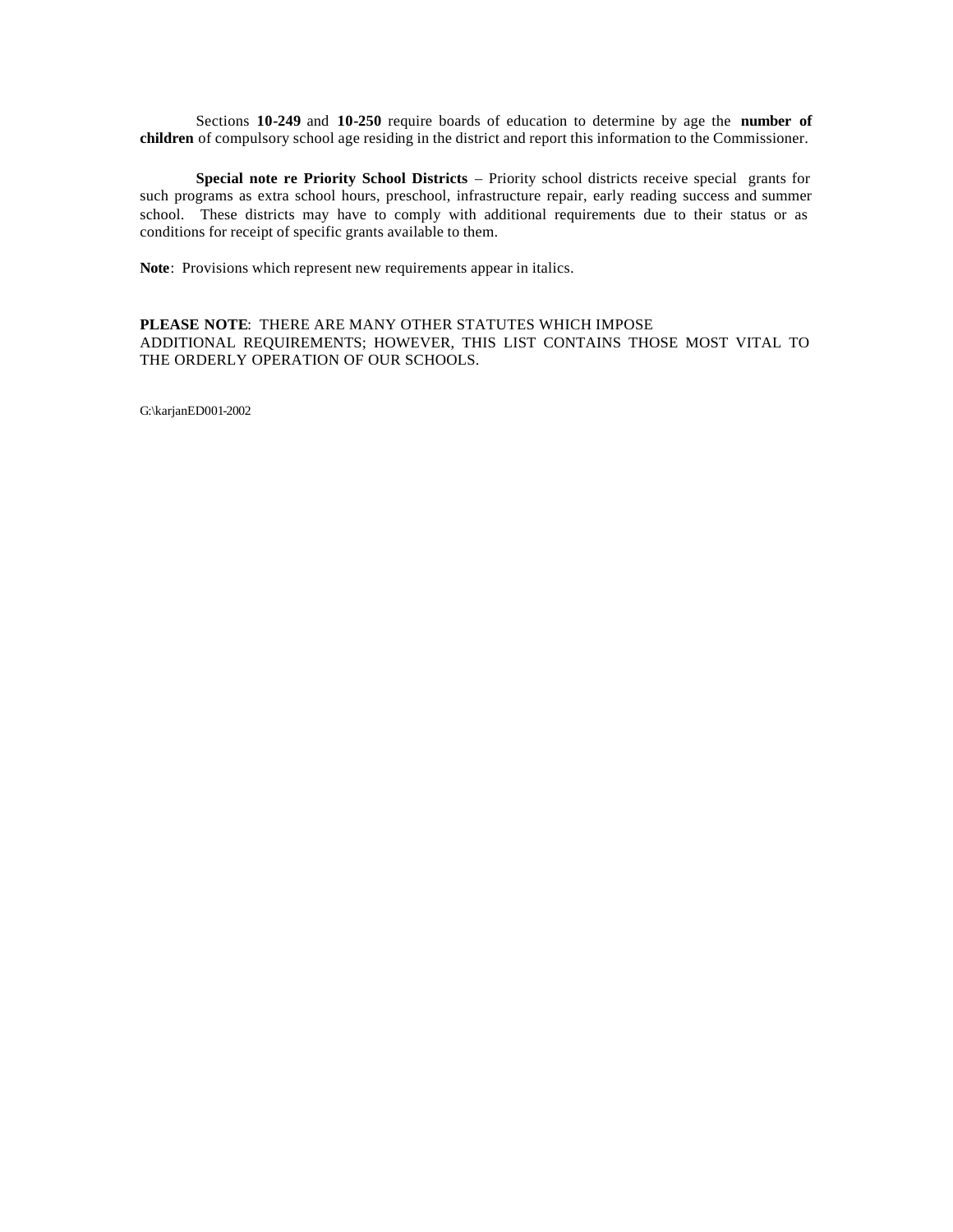Sections **10-249** and **10-250** require boards of education to determine by age the **number of children** of compulsory school age residing in the district and report this information to the Commissioner.

**Special note re Priority School Districts** – Priority school districts receive special grants for such programs as extra school hours, preschool, infrastructure repair, early reading success and summer school. These districts may have to comply with additional requirements due to their status or as conditions for receipt of specific grants available to them.

**Note**: Provisions which represent new requirements appear in italics.

**PLEASE NOTE**: THERE ARE MANY OTHER STATUTES WHICH IMPOSE ADDITIONAL REQUIREMENTS; HOWEVER, THIS LIST CONTAINS THOSE MOST VITAL TO THE ORDERLY OPERATION OF OUR SCHOOLS.

G:\karjanED001-2002